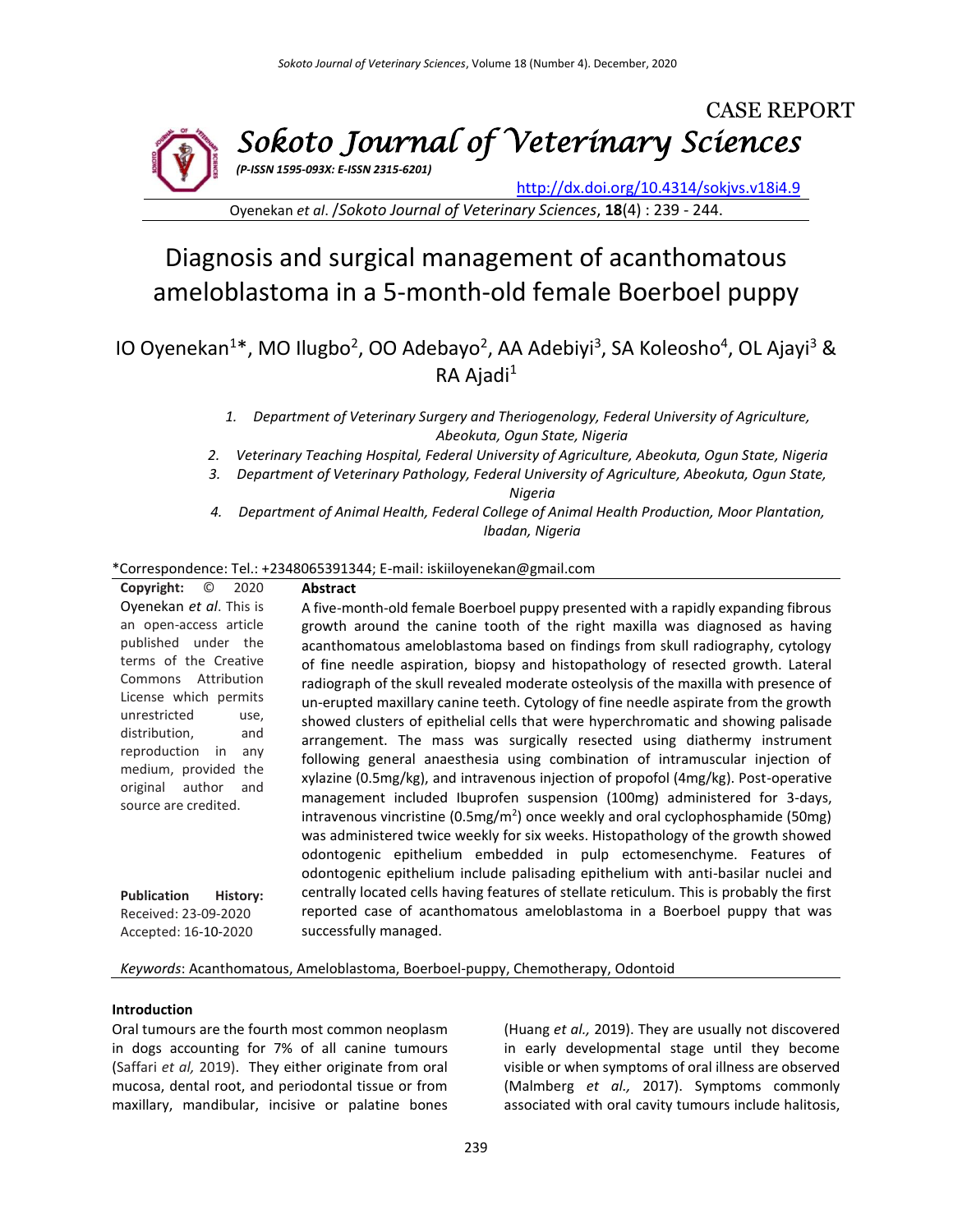CASE REPORT

# Sokoto Journal of Veterinary Sciences

*(P-ISSN 1595-093X: E-ISSN 2315-6201)*

http://dx.doi.org/10.4314/sokjvs.v18i4.9

Oyenekan *et al*. /*Sokoto Journal of Veterinary Sciences*, **18**(4) : 239 - 244.

# Diagnosis and surgical management of acanthomatous ameloblastoma in a 5-month-old female Boerboel puppy

IO Oyenekan[1]*, MO Ilugbo[2], OO Adebayo[2], AA Adebiyi[3], SA Koleosho[4], OL Ajayi[3] & RA Ajadi[1]

1. *Department of Veterinary Surgery and Theriogenology, Federal University of Agriculture, Abeokuta, Ogun State, Nigeria*
2. *Veterinary Teaching Hospital, Federal University of Agriculture, Abeokuta, Ogun State, Nigeria*
3. *Department of Veterinary Pathology, Federal University of Agriculture, Abeokuta, Ogun State, Nigeria*
4. *Department of Animal Health, Federal College of Animal Health Production, Moor Plantation, Ibadan, Nigeria*

*Correspondence: Tel.: +2348065391344; E-mail: iskiiloyenekan@gmail.com

**Copyright:** © 2020 Oyenekan *et al*. This is an open-access article published under the terms of the Creative Commons Attribution License which permits unrestricted use, distribution, and reproduction in any medium, provided the original author and source are credited.

**Publication History:**
Received: 23-09-2020
Accepted: 16-10-2020

**Abstract**

A five-month-old female Boerboel puppy presented with a rapidly expanding fibrous growth around the canine tooth of the right maxilla was diagnosed as having acanthomatous ameloblastoma based on findings from skull radiography, cytology of fine needle aspiration, biopsy and histopathology of resected growth. Lateral radiograph of the skull revealed moderate osteolysis of the maxilla with presence of un-erupted maxillary canine teeth. Cytology of fine needle aspirate from the growth showed clusters of epithelial cells that were hyperchromatic and showing palisade arrangement. The mass was surgically resected using diathermy instrument following general anaesthesia using combination of intramuscular injection of xylazine (0.5mg/kg), and intravenous injection of propofol (4mg/kg). Post-operative management included Ibuprofen suspension (100mg) administered for 3-days, intravenous vincristine (0.5mg/m$^2$) once weekly and oral cyclophosphamide (50mg) was administered twice weekly for six weeks. Histopathology of the growth showed odontogenic epithelium embedded in pulp ectomesenchyme. Features of odontogenic epithelium include palisading epithelium with anti-basilar nuclei and centrally located cells having features of stellate reticulum. This is probably the first reported case of acanthomatous ameloblastoma in a Boerboel puppy that was successfully managed.

*Keywords*: Acanthomatous, Ameloblastoma, Boerboel-puppy, Chemotherapy, Odontoid

## Introduction

Oral tumours are the fourth most common neoplasm in dogs accounting for 7% of all canine tumours (Saffari *et al*, 2019). They either originate from oral mucosa, dental root, and periodontal tissue or from maxillary, mandibular, incisive or palatine bones (Huang *et al.,* 2019). They are usually not discovered in early developmental stage until they become visible or when symptoms of oral illness are observed (Malmberg *et al.,* 2017). Symptoms commonly associated with oral cavity tumours include halitosis,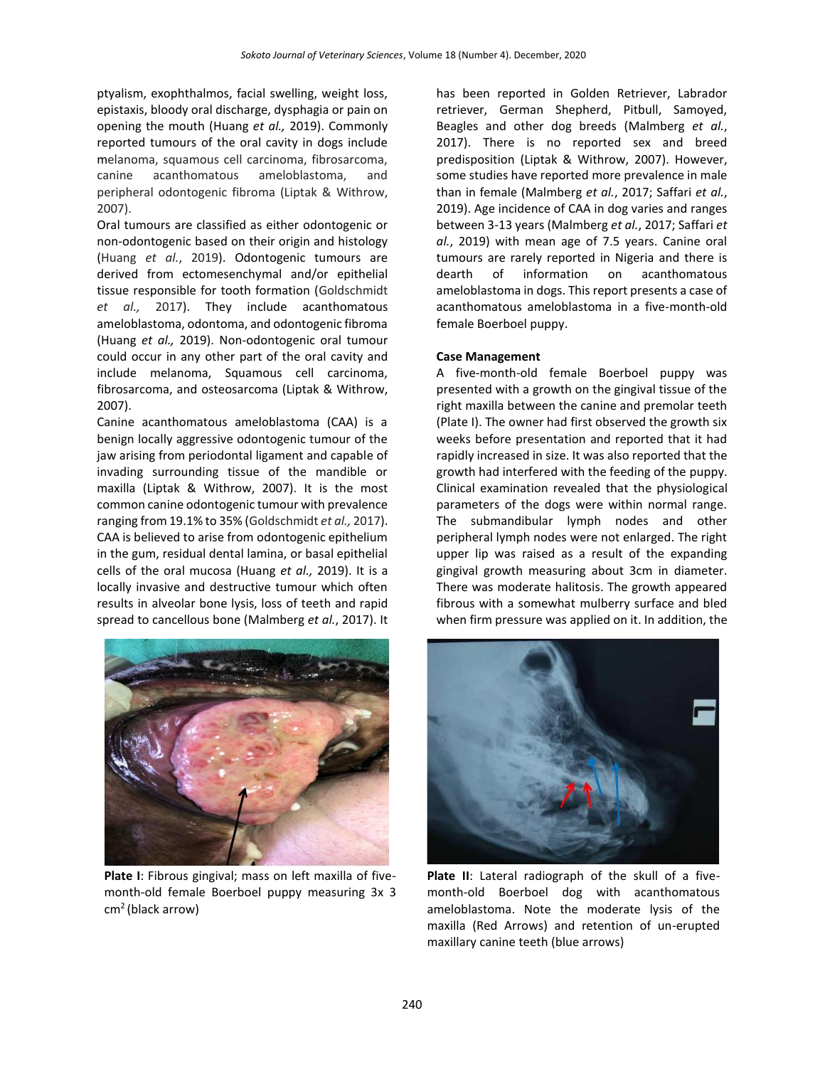ptyalism, exophthalmos, facial swelling, weight loss, epistaxis, bloody oral discharge, dysphagia or pain on opening the mouth (Huang *et al.,* 2019). Commonly reported tumours of the oral cavity in dogs include melanoma, squamous cell carcinoma, fibrosarcoma, canine acanthomatous ameloblastoma, and peripheral odontogenic fibroma (Liptak & Withrow, 2007).

Oral tumours are classified as either odontogenic or non-odontogenic based on their origin and histology (Huang *et al.*, 2019). Odontogenic tumours are derived from ectomesenchymal and/or epithelial tissue responsible for tooth formation (Goldschmidt *et al.,* 2017). They include acanthomatous ameloblastoma, odontoma, and odontogenic fibroma (Huang *et al.,* 2019). Non-odontogenic oral tumour could occur in any other part of the oral cavity and include melanoma, Squamous cell carcinoma, fibrosarcoma, and osteosarcoma (Liptak & Withrow, 2007).

Canine acanthomatous ameloblastoma (CAA) is a benign locally aggressive odontogenic tumour of the jaw arising from periodontal ligament and capable of invading surrounding tissue of the mandible or maxilla (Liptak & Withrow, 2007). It is the most common canine odontogenic tumour with prevalence ranging from 19.1% to 35% (Goldschmidt *et al.,* 2017). CAA is believed to arise from odontogenic epithelium in the gum, residual dental lamina, or basal epithelial cells of the oral mucosa (Huang *et al.,* 2019). It is a locally invasive and destructive tumour which often results in alveolar bone lysis, loss of teeth and rapid spread to cancellous bone (Malmberg *et al.*, 2017). It has been reported in Golden Retriever, Labrador retriever, German Shepherd, Pitbull, Samoyed, Beagles and other dog breeds (Malmberg *et al.*, 2017). There is no reported sex and breed predisposition (Liptak & Withrow, 2007). However, some studies have reported more prevalence in male than in female (Malmberg *et al.*, 2017; Saffari *et al.*, 2019). Age incidence of CAA in dog varies and ranges between 3-13 years (Malmberg *et al.*, 2017; Saffari *et al.*, 2019) with mean age of 7.5 years. Canine oral tumours are rarely reported in Nigeria and there is dearth of information on acanthomatous ameloblastoma in dogs. This report presents a case of acanthomatous ameloblastoma in a five-month-old female Boerboel puppy.

**Case Management**

A five-month-old female Boerboel puppy was presented with a growth on the gingival tissue of the right maxilla between the canine and premolar teeth (Plate I). The owner had first observed the growth six weeks before presentation and reported that it had rapidly increased in size. It was also reported that the growth had interfered with the feeding of the puppy. Clinical examination revealed that the physiological parameters of the dogs were within normal range. The submandibular lymph nodes and other peripheral lymph nodes were not enlarged. The right upper lip was raised as a result of the expanding gingival growth measuring about 3cm in diameter. There was moderate halitosis. The growth appeared fibrous with a somewhat mulberry surface and bled when firm pressure was applied on it. In addition, the

**Plate I**: Fibrous gingival; mass on left maxilla of five-month-old female Boerboel puppy measuring 3x 3 $cm^2$ (black arrow)

**Plate II**: Lateral radiograph of the skull of a five-month-old Boerboel dog with acanthomatous ameloblastoma. Note the moderate lysis of the maxilla (Red Arrows) and retention of un-erupted maxillary canine teeth (blue arrows)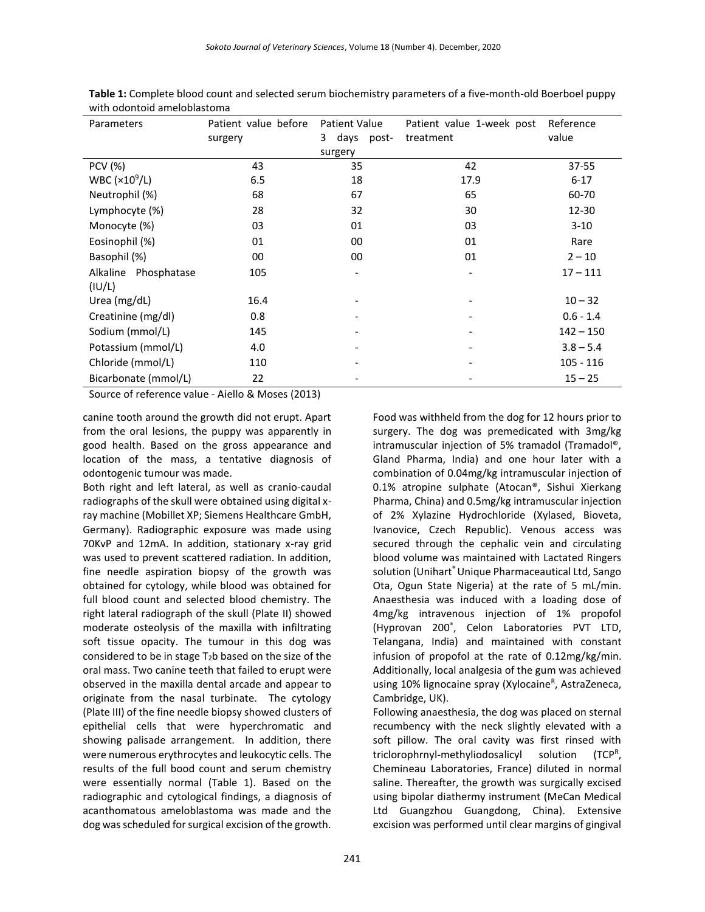**Table 1:** Complete blood count and selected serum biochemistry parameters of a five-month-old Boerboel puppy with odontoid ameloblastoma

| Parameters | Patient value before surgery | Patient Value 3 days post-surgery | Patient value 1-week post treatment | Reference value |
|---|---|---|---|---|
| PCV (%) | 43 | 35 | 42 | 37-55 |
| WBC ($\times10^9$/L) | 6.5 | 18 | 17.9 | 6-17 |
| Neutrophil (%) | 68 | 67 | 65 | 60-70 |
| Lymphocyte (%) | 28 | 32 | 30 | 12-30 |
| Monocyte (%) | 03 | 01 | 03 | 3-10 |
| Eosinophil (%) | 01 | 00 | 01 | Rare |
| Basophil (%) | 00 | 00 | 01 | 2 – 10 |
| Alkaline Phosphatase (IU/L) | 105 | - | - | 17 – 111 |
| Urea (mg/dL) | 16.4 | - | - | 10 – 32 |
| Creatinine (mg/dl) | 0.8 | - | - | 0.6 - 1.4 |
| Sodium (mmol/L) | 145 | - | - | 142 – 150 |
| Potassium (mmol/L) | 4.0 | - | - | 3.8 – 5.4 |
| Chloride (mmol/L) | 110 | - | - | 105 - 116 |
| Bicarbonate (mmol/L) | 22 | - | - | 15 – 25 |

Source of reference value - Aiello & Moses (2013)

canine tooth around the growth did not erupt. Apart from the oral lesions, the puppy was apparently in good health. Based on the gross appearance and location of the mass, a tentative diagnosis of odontogenic tumour was made.

Both right and left lateral, as well as cranio-caudal radiographs of the skull were obtained using digital x-ray machine (Mobillet XP; Siemens Healthcare GmbH, Germany). Radiographic exposure was made using 70KvP and 12mA. In addition, stationary x-ray grid was used to prevent scattered radiation. In addition, fine needle aspiration biopsy of the growth was obtained for cytology, while blood was obtained for full blood count and selected blood chemistry. The right lateral radiograph of the skull (Plate II) showed moderate osteolysis of the maxilla with infiltrating soft tissue opacity. The tumour in this dog was considered to be in stage $T_2$b based on the size of the oral mass. Two canine teeth that failed to erupt were observed in the maxilla dental arcade and appear to originate from the nasal turbinate. The cytology (Plate III) of the fine needle biopsy showed clusters of epithelial cells that were hyperchromatic and showing palisade arrangement. In addition, there were numerous erythrocytes and leukocytic cells. The results of the full bood count and serum chemistry were essentially normal (Table 1). Based on the radiographic and cytological findings, a diagnosis of acanthomatous ameloblastoma was made and the dog was scheduled for surgical excision of the growth.

Food was withheld from the dog for 12 hours prior to surgery. The dog was premedicated with 3mg/kg intramuscular injection of 5% tramadol (Tramadol®, Gland Pharma, India) and one hour later with a combination of 0.04mg/kg intramuscular injection of 0.1% atropine sulphate (Atocan®, Sishui Xierkang Pharma, China) and 0.5mg/kg intramuscular injection of 2% Xylazine Hydrochloride (Xylased, Bioveta, Ivanovice, Czech Republic). Venous access was secured through the cephalic vein and circulating blood volume was maintained with Lactated Ringers solution (Unihart® Unique Pharmaceautical Ltd, Sango Ota, Ogun State Nigeria) at the rate of 5 mL/min. Anaesthesia was induced with a loading dose of 4mg/kg intravenous injection of 1% propofol (Hyprovan 200®, Celon Laboratories PVT LTD, Telangana, India) and maintained with constant infusion of propofol at the rate of 0.12mg/kg/min. Additionally, local analgesia of the gum was achieved using 10% lignocaine spray (Xylocaine®, AstraZeneca, Cambridge, UK).

Following anaesthesia, the dog was placed on sternal recumbency with the neck slightly elevated with a soft pillow. The oral cavity was first rinsed with triclorophrnyl-methyliodosalicyl solution (TCP®, Chemineau Laboratories, France) diluted in normal saline. Thereafter, the growth was surgically excised using bipolar diathermy instrument (MeCan Medical Ltd Guangzhou Guangdong, China). Extensive excision was performed until clear margins of gingival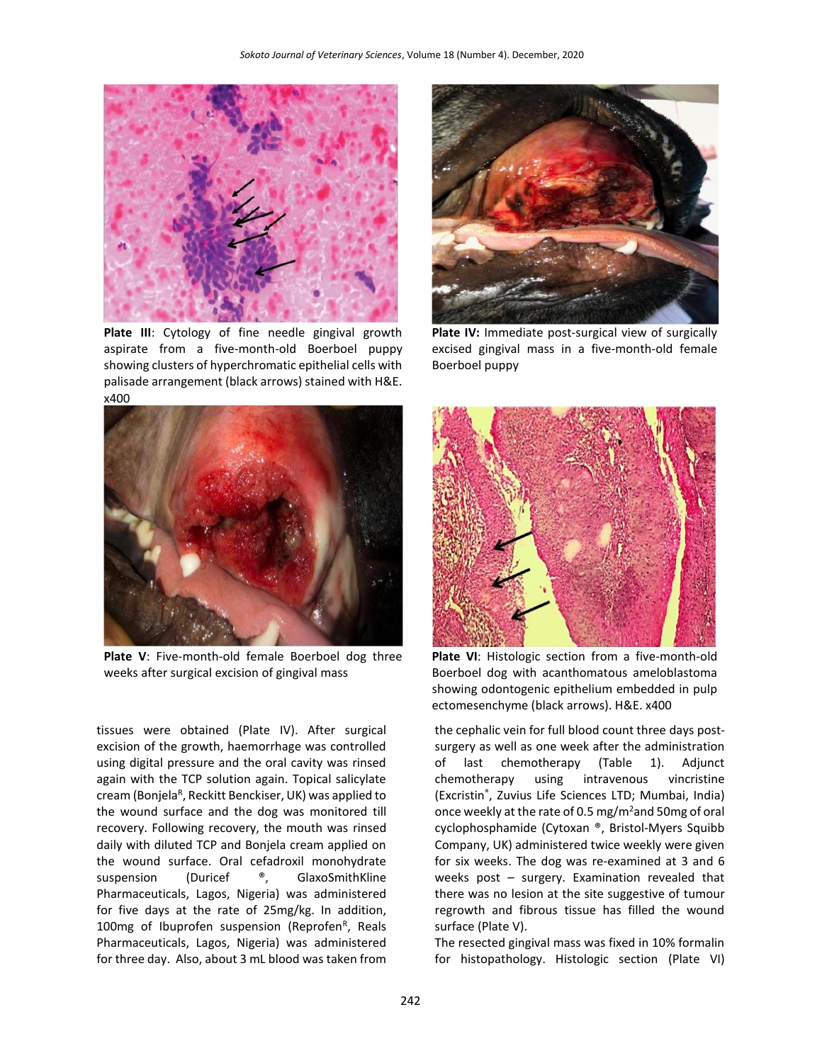**Plate III**: Cytology of fine needle gingival growth aspirate from a five-month-old Boerboel puppy showing clusters of hyperchromatic epithelial cells with palisade arrangement (black arrows) stained with H&E. x400

**Plate IV:** Immediate post-surgical view of surgically excised gingival mass in a five-month-old female Boerboel puppy

**Plate V**: Five-month-old female Boerboel dog three weeks after surgical excision of gingival mass

**Plate VI**: Histologic section from a five-month-old Boerboel dog with acanthomatous ameloblastoma showing odontogenic epithelium embedded in pulp ectomesenchyme (black arrows). H&E. x400

tissues were obtained (Plate IV). After surgical excision of the growth, haemorrhage was controlled using digital pressure and the oral cavity was rinsed again with the TCP solution again. Topical salicylate cream (Bonjela[R], Reckitt Benckiser, UK) was applied to the wound surface and the dog was monitored till recovery. Following recovery, the mouth was rinsed daily with diluted TCP and Bonjela cream applied on the wound surface. Oral cefadroxil monohydrate suspension (Duricef ®, GlaxoSmithKline Pharmaceuticals, Lagos, Nigeria) was administered for five days at the rate of 25mg/kg. In addition, 100mg of Ibuprofen suspension (Reprofen[R], Reals Pharmaceuticals, Lagos, Nigeria) was administered for three day. Also, about 3 mL blood was taken from the cephalic vein for full blood count three days post-surgery as well as one week after the administration of last chemotherapy (Table 1). Adjunct chemotherapy using intravenous vincristine (Excristin®, Zuvius Life Sciences LTD; Mumbai, India) once weekly at the rate of 0.5 mg/m$^2$and 50mg of oral cyclophosphamide (Cytoxan ®, Bristol-Myers Squibb Company, UK) administered twice weekly were given for six weeks. The dog was re-examined at 3 and 6 weeks post – surgery. Examination revealed that there was no lesion at the site suggestive of tumour regrowth and fibrous tissue has filled the wound surface (Plate V).

The resected gingival mass was fixed in 10% formalin for histopathology. Histologic section (Plate VI)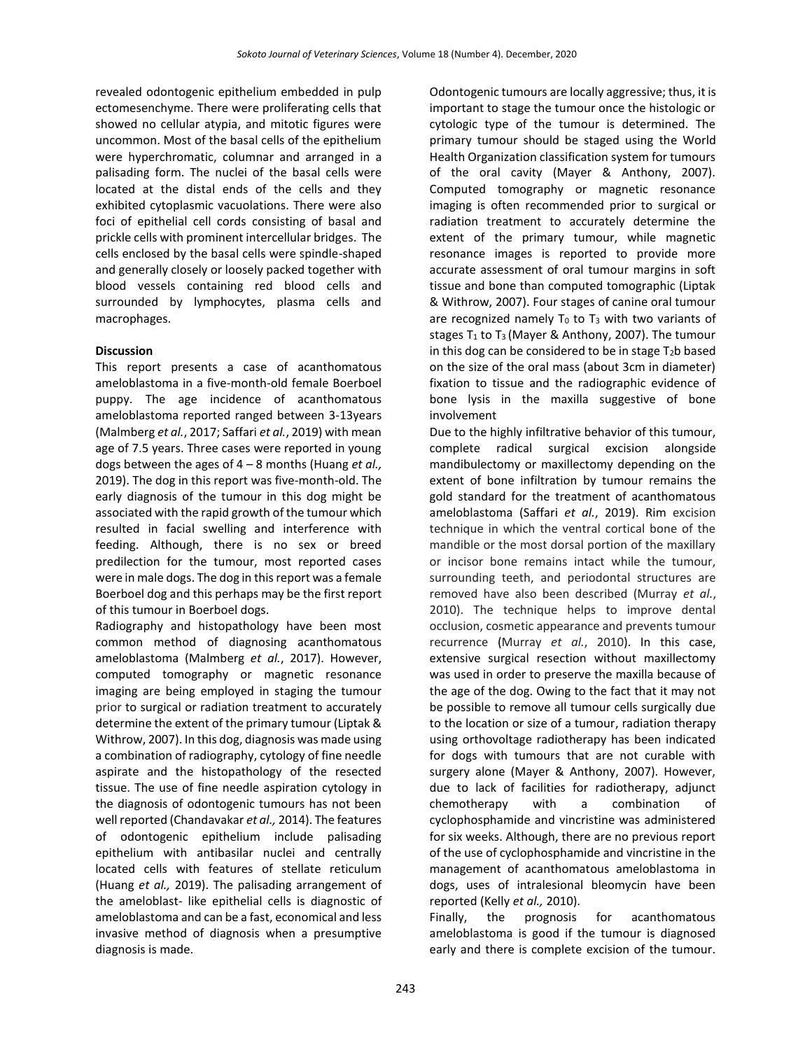revealed odontogenic epithelium embedded in pulp ectomesenchyme. There were proliferating cells that showed no cellular atypia, and mitotic figures were uncommon. Most of the basal cells of the epithelium were hyperchromatic, columnar and arranged in a palisading form. The nuclei of the basal cells were located at the distal ends of the cells and they exhibited cytoplasmic vacuolations. There were also foci of epithelial cell cords consisting of basal and prickle cells with prominent intercellular bridges. The cells enclosed by the basal cells were spindle-shaped and generally closely or loosely packed together with blood vessels containing red blood cells and surrounded by lymphocytes, plasma cells and macrophages.

**Discussion**

This report presents a case of acanthomatous ameloblastoma in a five-month-old female Boerboel puppy. The age incidence of acanthomatous ameloblastoma reported ranged between 3-13years (Malmberg *et al.*, 2017; Saffari *et al.*, 2019) with mean age of 7.5 years. Three cases were reported in young dogs between the ages of 4 – 8 months (Huang *et al.,* 2019). The dog in this report was five-month-old. The early diagnosis of the tumour in this dog might be associated with the rapid growth of the tumour which resulted in facial swelling and interference with feeding. Although, there is no sex or breed predilection for the tumour, most reported cases were in male dogs. The dog in this report was a female Boerboel dog and this perhaps may be the first report of this tumour in Boerboel dogs.

Radiography and histopathology have been most common method of diagnosing acanthomatous ameloblastoma (Malmberg *et al.*, 2017). However, computed tomography or magnetic resonance imaging are being employed in staging the tumour prior to surgical or radiation treatment to accurately determine the extent of the primary tumour (Liptak & Withrow, 2007). In this dog, diagnosis was made using a combination of radiography, cytology of fine needle aspirate and the histopathology of the resected tissue. The use of fine needle aspiration cytology in the diagnosis of odontogenic tumours has not been well reported (Chandavakar *et al.,* 2014). The features of odontogenic epithelium include palisading epithelium with antibasilar nuclei and centrally located cells with features of stellate reticulum (Huang *et al.,* 2019). The palisading arrangement of the ameloblast- like epithelial cells is diagnostic of ameloblastoma and can be a fast, economical and less invasive method of diagnosis when a presumptive diagnosis is made.

Odontogenic tumours are locally aggressive; thus, it is important to stage the tumour once the histologic or cytologic type of the tumour is determined. The primary tumour should be staged using the World Health Organization classification system for tumours of the oral cavity (Mayer & Anthony, 2007). Computed tomography or magnetic resonance imaging is often recommended prior to surgical or radiation treatment to accurately determine the extent of the primary tumour, while magnetic resonance images is reported to provide more accurate assessment of oral tumour margins in soft tissue and bone than computed tomographic (Liptak & Withrow, 2007). Four stages of canine oral tumour are recognized namely $T_0$ to $T_3$ with two variants of stages $T_1$ to $T_3$ (Mayer & Anthony, 2007). The tumour in this dog can be considered to be in stage $T_2$b based on the size of the oral mass (about 3cm in diameter) fixation to tissue and the radiographic evidence of bone lysis in the maxilla suggestive of bone involvement

Due to the highly infiltrative behavior of this tumour, complete radical surgical excision alongside mandibulectomy or maxillectomy depending on the extent of bone infiltration by tumour remains the gold standard for the treatment of acanthomatous ameloblastoma (Saffari *et al.*, 2019). Rim excision technique in which the ventral cortical bone of the mandible or the most dorsal portion of the maxillary or incisor bone remains intact while the tumour, surrounding teeth, and periodontal structures are removed have also been described (Murray *et al.*, 2010). The technique helps to improve dental occlusion, cosmetic appearance and prevents tumour recurrence (Murray *et al.*, 2010). In this case, extensive surgical resection without maxillectomy was used in order to preserve the maxilla because of the age of the dog. Owing to the fact that it may not be possible to remove all tumour cells surgically due to the location or size of a tumour, radiation therapy using orthovoltage radiotherapy has been indicated for dogs with tumours that are not curable with surgery alone (Mayer & Anthony, 2007). However, due to lack of facilities for radiotherapy, adjunct chemotherapy with a combination of cyclophosphamide and vincristine was administered for six weeks. Although, there are no previous report of the use of cyclophosphamide and vincristine in the management of acanthomatous ameloblastoma in dogs, uses of intralesional bleomycin have been reported (Kelly *et al.,* 2010).

Finally, the prognosis for acanthomatous ameloblastoma is good if the tumour is diagnosed early and there is complete excision of the tumour.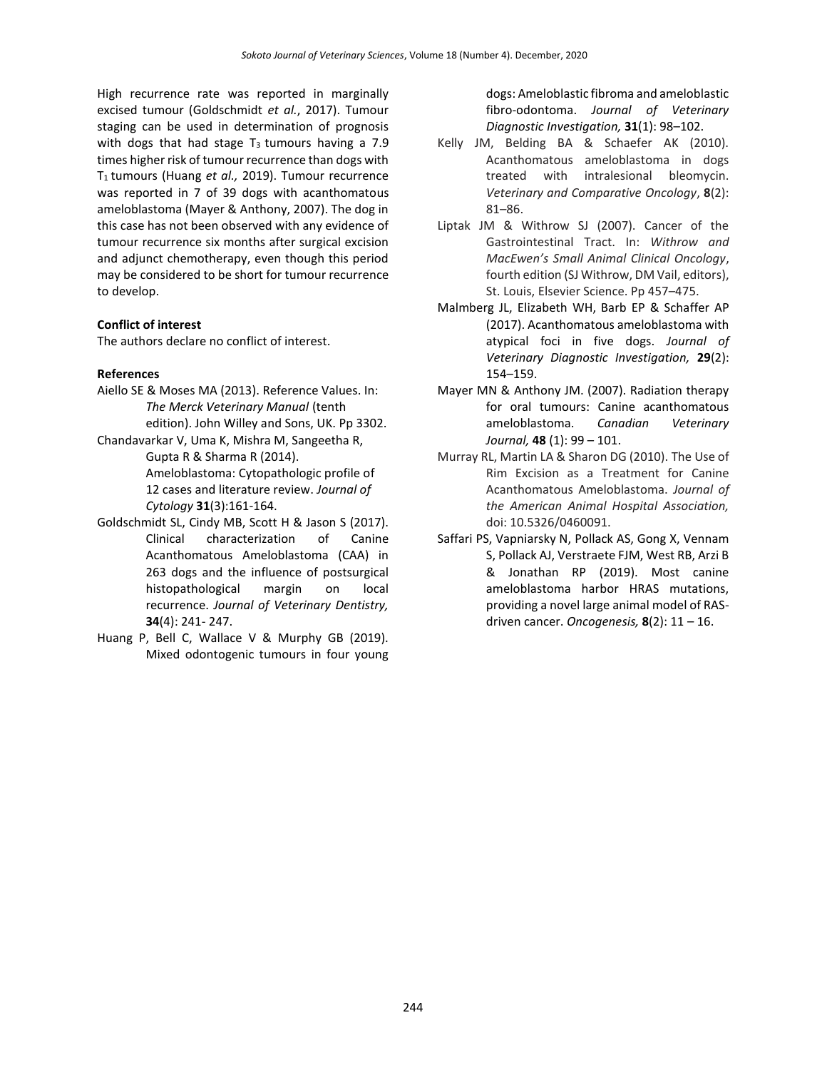High recurrence rate was reported in marginally excised tumour (Goldschmidt *et al.*, 2017). Tumour staging can be used in determination of prognosis with dogs that had stage $T_3$ tumours having a 7.9 times higher risk of tumour recurrence than dogs with $T_1$ tumours (Huang *et al.,* 2019). Tumour recurrence was reported in 7 of 39 dogs with acanthomatous ameloblastoma (Mayer & Anthony, 2007). The dog in this case has not been observed with any evidence of tumour recurrence six months after surgical excision and adjunct chemotherapy, even though this period may be considered to be short for tumour recurrence to develop.

**Conflict of interest**

The authors declare no conflict of interest.

**References**

Aiello SE & Moses MA (2013). Reference Values. In: *The Merck Veterinary Manual* (tenth edition). John Willey and Sons, UK. Pp 3302.

Chandavarkar V, Uma K, Mishra M, Sangeetha R, Gupta R & Sharma R (2014). Ameloblastoma: Cytopathologic profile of 12 cases and literature review. *Journal of Cytology* **31**(3):161-164.

Goldschmidt SL, Cindy MB, Scott H & Jason S (2017). Clinical characterization of Canine Acanthomatous Ameloblastoma (CAA) in 263 dogs and the influence of postsurgical histopathological margin on local recurrence. *Journal of Veterinary Dentistry,* **34**(4): 241- 247.

Huang P, Bell C, Wallace V & Murphy GB (2019). Mixed odontogenic tumours in four young dogs: Ameloblastic fibroma and ameloblastic fibro-odontoma. *Journal of Veterinary Diagnostic Investigation,* **31**(1): 98–102.

Kelly JM, Belding BA & Schaefer AK (2010). Acanthomatous ameloblastoma in dogs treated with intralesional bleomycin. *Veterinary and Comparative Oncology*, **8**(2): 81–86.

Liptak JM & Withrow SJ (2007). Cancer of the Gastrointestinal Tract. In: *Withrow and MacEwen's Small Animal Clinical Oncology*, fourth edition (SJ Withrow, DM Vail, editors), St. Louis, Elsevier Science. Pp 457–475.

Malmberg JL, Elizabeth WH, Barb EP & Schaffer AP (2017). Acanthomatous ameloblastoma with atypical foci in five dogs. *Journal of Veterinary Diagnostic Investigation,* **29**(2): 154–159.

Mayer MN & Anthony JM. (2007). Radiation therapy for oral tumours: Canine acanthomatous ameloblastoma. *Canadian Veterinary Journal,* **48** (1): 99 – 101.

Murray RL, Martin LA & Sharon DG (2010). The Use of Rim Excision as a Treatment for Canine Acanthomatous Ameloblastoma. *Journal of the American Animal Hospital Association,* doi: 10.5326/0460091.

Saffari PS, Vapniarsky N, Pollack AS, Gong X, Vennam S, Pollack AJ, Verstraete FJM, West RB, Arzi B & Jonathan RP (2019). Most canine ameloblastoma harbor HRAS mutations, providing a novel large animal model of RAS-driven cancer. *Oncogenesis,* **8**(2): 11 – 16.